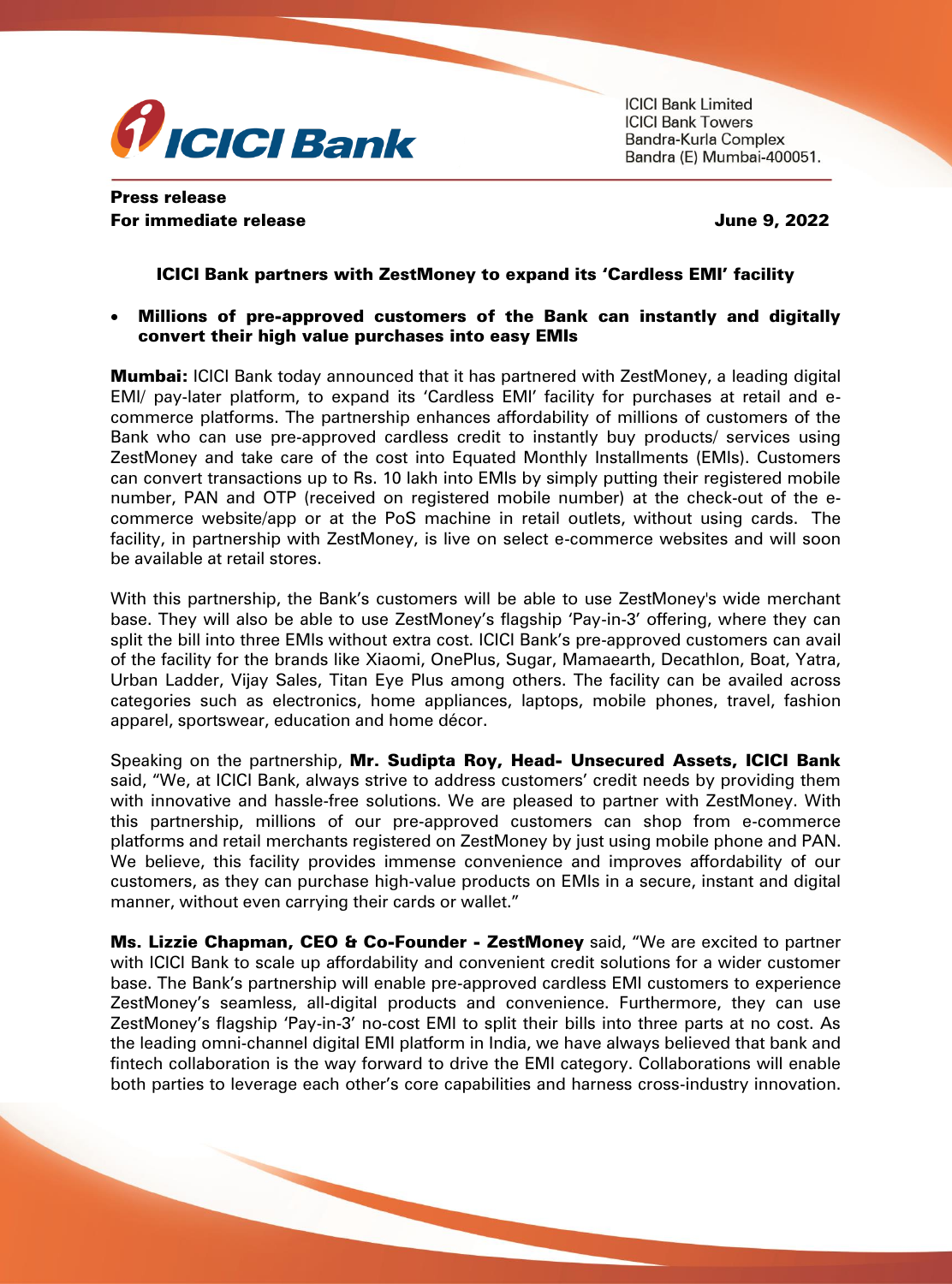ICICI Bank Limited
ICICI Bank Towers
Bandra-Kurla Complex
Bandra (E) Mumbai-400051.

**Press release**
**For immediate release**

**June 9, 2022**

## ICICI Bank partners with ZestMoney to expand its 'Cardless EMI' facility

- **Millions of pre-approved customers of the Bank can instantly and digitally convert their high value purchases into easy EMIs**

**Mumbai:** ICICI Bank today announced that it has partnered with ZestMoney, a leading digital EMI/ pay-later platform, to expand its 'Cardless EMI' facility for purchases at retail and e-commerce platforms. The partnership enhances affordability of millions of customers of the Bank who can use pre-approved cardless credit to instantly buy products/ services using ZestMoney and take care of the cost into Equated Monthly Installments (EMIs). Customers can convert transactions up to Rs. 10 lakh into EMIs by simply putting their registered mobile number, PAN and OTP (received on registered mobile number) at the check-out of the e-commerce website/app or at the PoS machine in retail outlets, without using cards. The facility, in partnership with ZestMoney, is live on select e-commerce websites and will soon be available at retail stores.

With this partnership, the Bank's customers will be able to use ZestMoney's wide merchant base. They will also be able to use ZestMoney's flagship 'Pay-in-3' offering, where they can split the bill into three EMIs without extra cost. ICICI Bank's pre-approved customers can avail of the facility for the brands like Xiaomi, OnePlus, Sugar, Mamaearth, Decathlon, Boat, Yatra, Urban Ladder, Vijay Sales, Titan Eye Plus among others. The facility can be availed across categories such as electronics, home appliances, laptops, mobile phones, travel, fashion apparel, sportswear, education and home décor.

Speaking on the partnership, **Mr. Sudipta Roy, Head- Unsecured Assets, ICICI Bank** said, "We, at ICICI Bank, always strive to address customers' credit needs by providing them with innovative and hassle-free solutions. We are pleased to partner with ZestMoney. With this partnership, millions of our pre-approved customers can shop from e-commerce platforms and retail merchants registered on ZestMoney by just using mobile phone and PAN. We believe, this facility provides immense convenience and improves affordability of our customers, as they can purchase high-value products on EMIs in a secure, instant and digital manner, without even carrying their cards or wallet."

**Ms. Lizzie Chapman, CEO & Co-Founder - ZestMoney** said, "We are excited to partner with ICICI Bank to scale up affordability and convenient credit solutions for a wider customer base. The Bank's partnership will enable pre-approved cardless EMI customers to experience ZestMoney's seamless, all-digital products and convenience. Furthermore, they can use ZestMoney's flagship 'Pay-in-3' no-cost EMI to split their bills into three parts at no cost. As the leading omni-channel digital EMI platform in India, we have always believed that bank and fintech collaboration is the way forward to drive the EMI category. Collaborations will enable both parties to leverage each other's core capabilities and harness cross-industry innovation.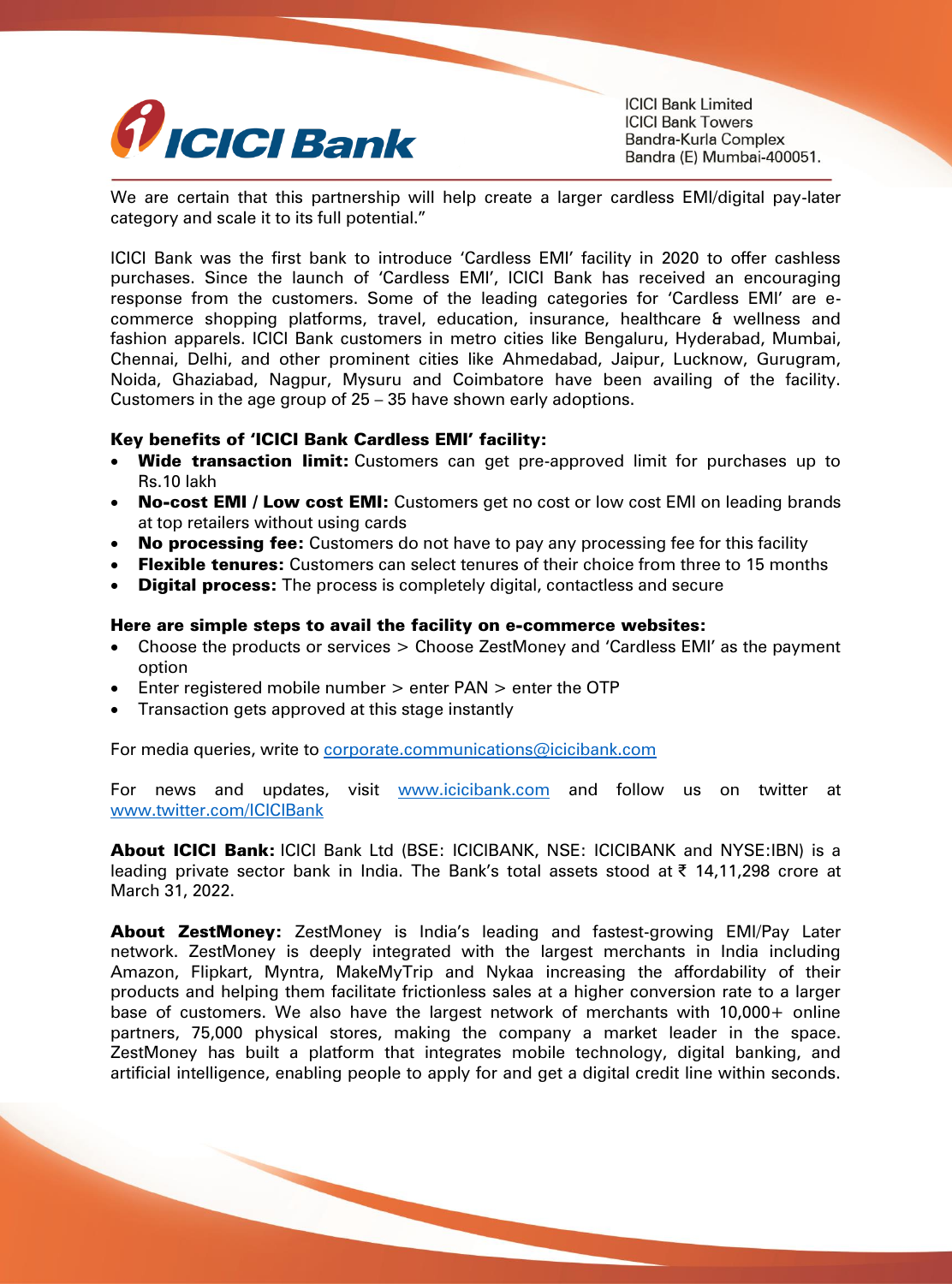We are certain that this partnership will help create a larger cardless EMI/digital pay-later category and scale it to its full potential."

ICICI Bank was the first bank to introduce 'Cardless EMI' facility in 2020 to offer cashless purchases. Since the launch of 'Cardless EMI', ICICI Bank has received an encouraging response from the customers. Some of the leading categories for 'Cardless EMI' are e-commerce shopping platforms, travel, education, insurance, healthcare & wellness and fashion apparels. ICICI Bank customers in metro cities like Bengaluru, Hyderabad, Mumbai, Chennai, Delhi, and other prominent cities like Ahmedabad, Jaipur, Lucknow, Gurugram, Noida, Ghaziabad, Nagpur, Mysuru and Coimbatore have been availing of the facility. Customers in the age group of 25 – 35 have shown early adoptions.

**Key benefits of 'ICICI Bank Cardless EMI' facility:**

- **Wide transaction limit:** Customers can get pre-approved limit for purchases up to Rs.10 lakh
- **No-cost EMI / Low cost EMI:** Customers get no cost or low cost EMI on leading brands at top retailers without using cards
- **No processing fee:** Customers do not have to pay any processing fee for this facility
- **Flexible tenures:** Customers can select tenures of their choice from three to 15 months
- **Digital process:** The process is completely digital, contactless and secure

**Here are simple steps to avail the facility on e-commerce websites:**

- Choose the products or services > Choose ZestMoney and 'Cardless EMI' as the payment option
- Enter registered mobile number > enter PAN > enter the OTP
- Transaction gets approved at this stage instantly

For media queries, write to corporate.communications@icicibank.com

For news and updates, visit www.icicibank.com and follow us on twitter at www.twitter.com/ICICIBank

**About ICICI Bank:** ICICI Bank Ltd (BSE: ICICIBANK, NSE: ICICIBANK and NYSE:IBN) is a leading private sector bank in India. The Bank's total assets stood at ₹ 14,11,298 crore at March 31, 2022.

**About ZestMoney:** ZestMoney is India's leading and fastest-growing EMI/Pay Later network. ZestMoney is deeply integrated with the largest merchants in India including Amazon, Flipkart, Myntra, MakeMyTrip and Nykaa increasing the affordability of their products and helping them facilitate frictionless sales at a higher conversion rate to a larger base of customers. We also have the largest network of merchants with 10,000+ online partners, 75,000 physical stores, making the company a market leader in the space. ZestMoney has built a platform that integrates mobile technology, digital banking, and artificial intelligence, enabling people to apply for and get a digital credit line within seconds.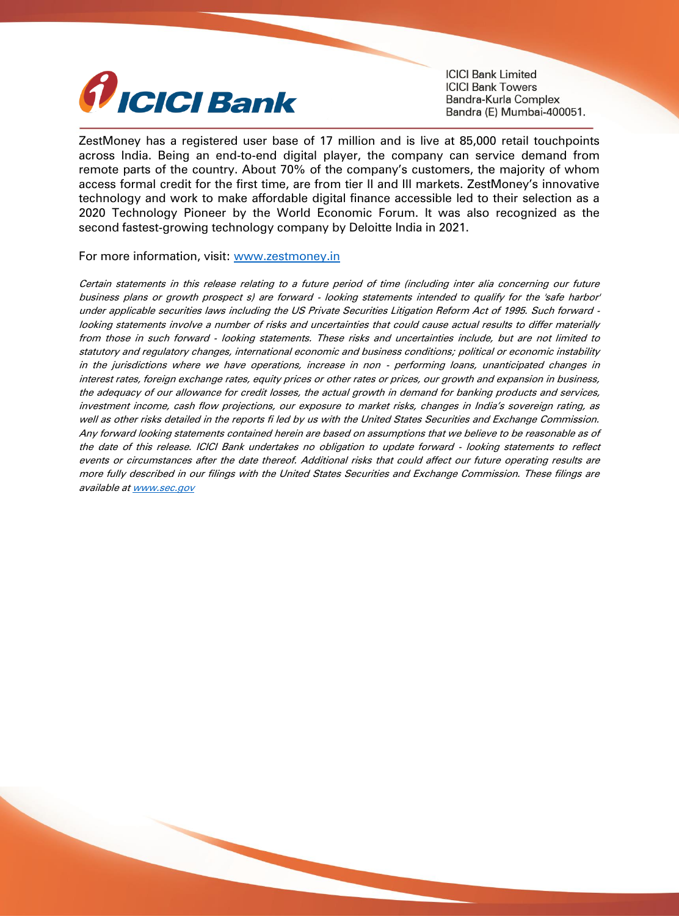ZestMoney has a registered user base of 17 million and is live at 85,000 retail touchpoints across India. Being an end-to-end digital player, the company can service demand from remote parts of the country. About 70% of the company's customers, the majority of whom access formal credit for the first time, are from tier II and III markets. ZestMoney's innovative technology and work to make affordable digital finance accessible led to their selection as a 2020 Technology Pioneer by the World Economic Forum. It was also recognized as the second fastest-growing technology company by Deloitte India in 2021.

For more information, visit: [www.zestmoney.in](www.zestmoney.in)

*Certain statements in this release relating to a future period of time (including inter alia concerning our future business plans or growth prospect s) are forward - looking statements intended to qualify for the 'safe harbor' under applicable securities laws including the US Private Securities Litigation Reform Act of 1995. Such forward - looking statements involve a number of risks and uncertainties that could cause actual results to differ materially from those in such forward - looking statements. These risks and uncertainties include, but are not limited to statutory and regulatory changes, international economic and business conditions; political or economic instability in the jurisdictions where we have operations, increase in non - performing loans, unanticipated changes in interest rates, foreign exchange rates, equity prices or other rates or prices, our growth and expansion in business, the adequacy of our allowance for credit losses, the actual growth in demand for banking products and services, investment income, cash flow projections, our exposure to market risks, changes in India's sovereign rating, as well as other risks detailed in the reports fi led by us with the United States Securities and Exchange Commission. Any forward looking statements contained herein are based on assumptions that we believe to be reasonable as of the date of this release. ICICI Bank undertakes no obligation to update forward - looking statements to reflect events or circumstances after the date thereof. Additional risks that could affect our future operating results are more fully described in our filings with the United States Securities and Exchange Commission. These filings are available at [www.sec.gov](www.sec.gov)*